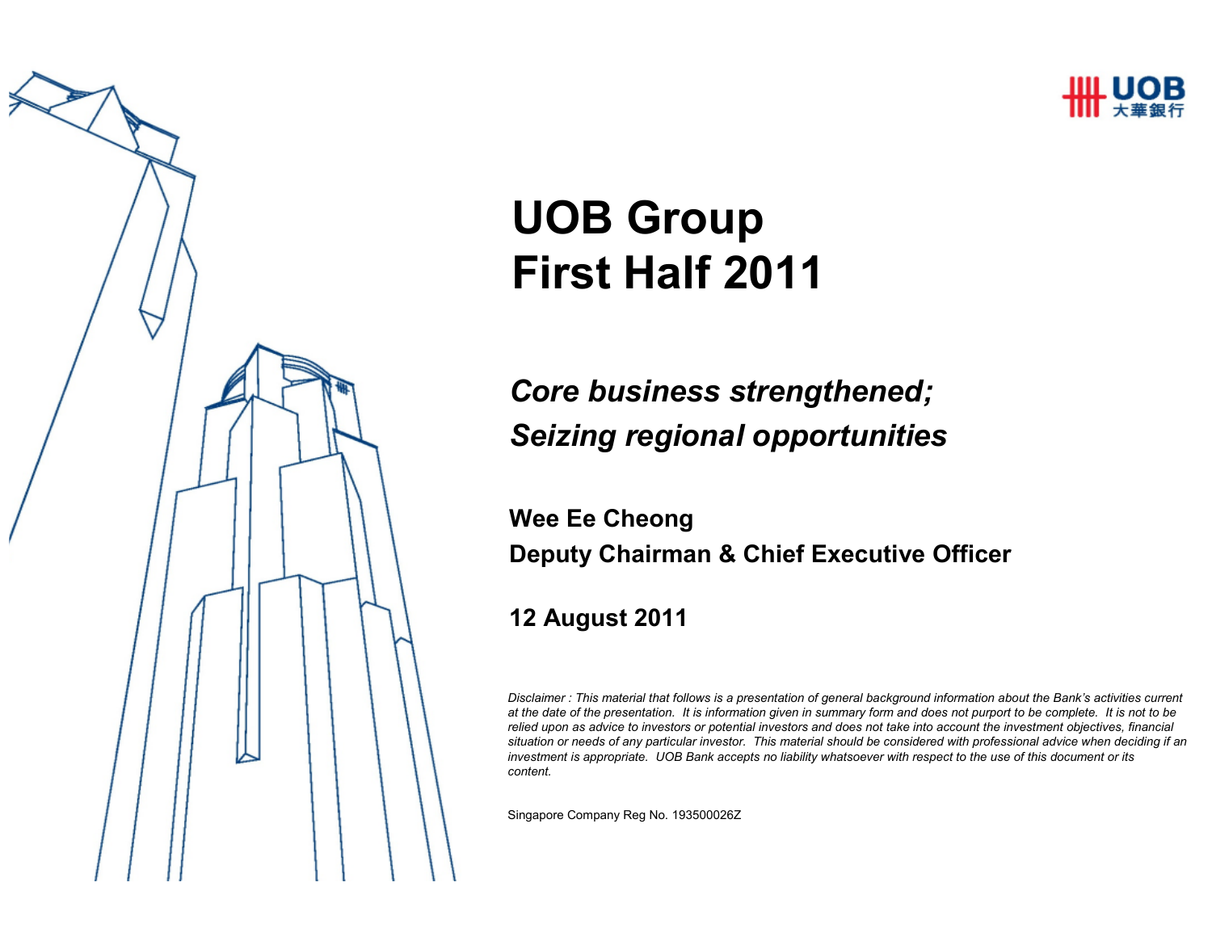UOB 大華銀行

# UOB Group
# First Half 2011

## *Core business strengthened; Seizing regional opportunities*

**Wee Ee Cheong**
**Deputy Chairman & Chief Executive Officer**

**12 August 2011**

*Disclaimer : This material that follows is a presentation of general background information about the Bank's activities current at the date of the presentation. It is information given in summary form and does not purport to be complete. It is not to be relied upon as advice to investors or potential investors and does not take into account the investment objectives, financial situation or needs of any particular investor. This material should be considered with professional advice when deciding if an investment is appropriate. UOB Bank accepts no liability whatsoever with respect to the use of this document or its content.*

Singapore Company Reg No. 193500026Z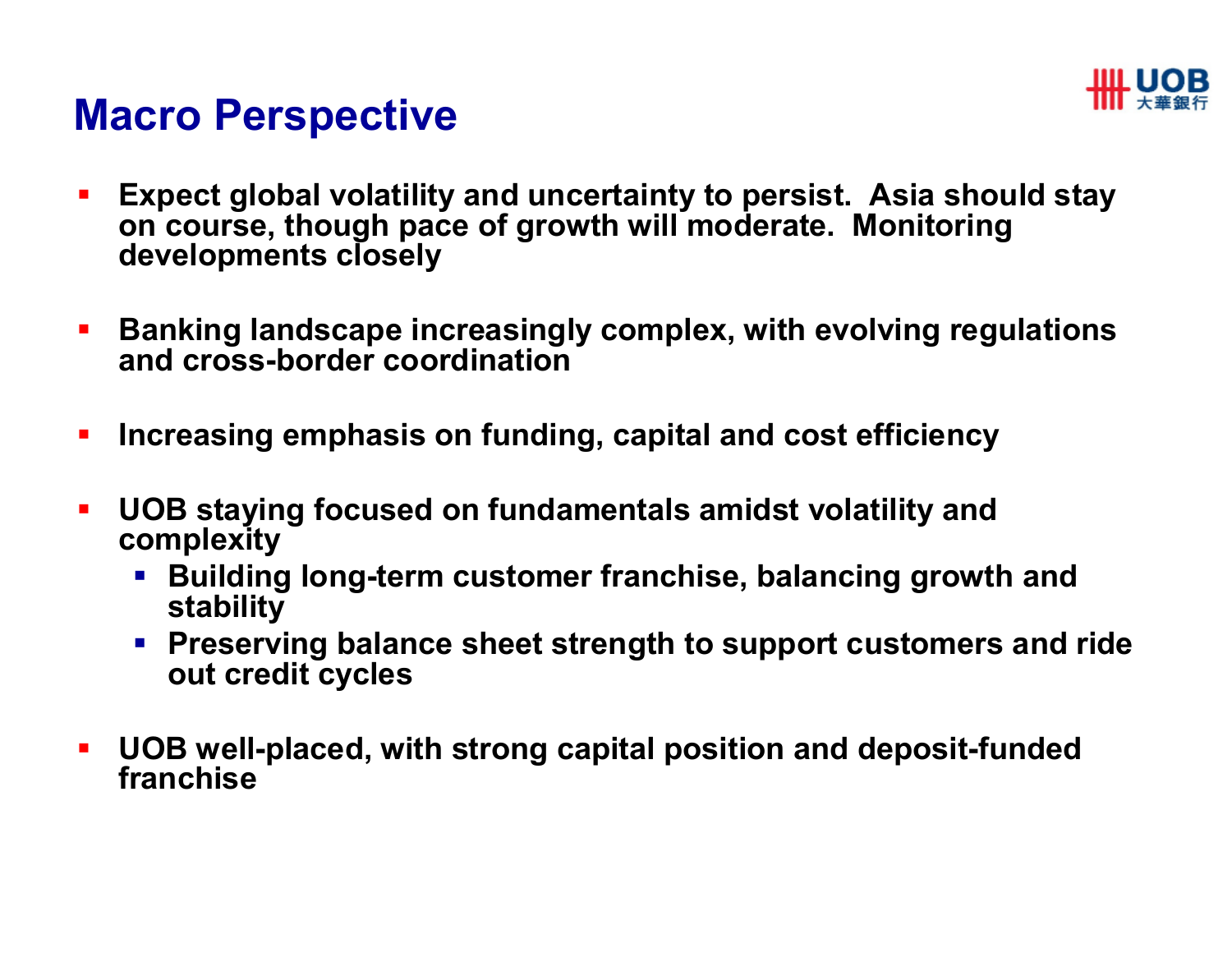# Macro Perspective

- **Expect global volatility and uncertainty to persist. Asia should stay on course, though pace of growth will moderate. Monitoring developments closely**

- **Banking landscape increasingly complex, with evolving regulations and cross-border coordination**

- **Increasing emphasis on funding, capital and cost efficiency**

- **UOB staying focused on fundamentals amidst volatility and complexity**
  - **Building long-term customer franchise, balancing growth and stability**
  - **Preserving balance sheet strength to support customers and ride out credit cycles**

- **UOB well-placed, with strong capital position and deposit-funded franchise**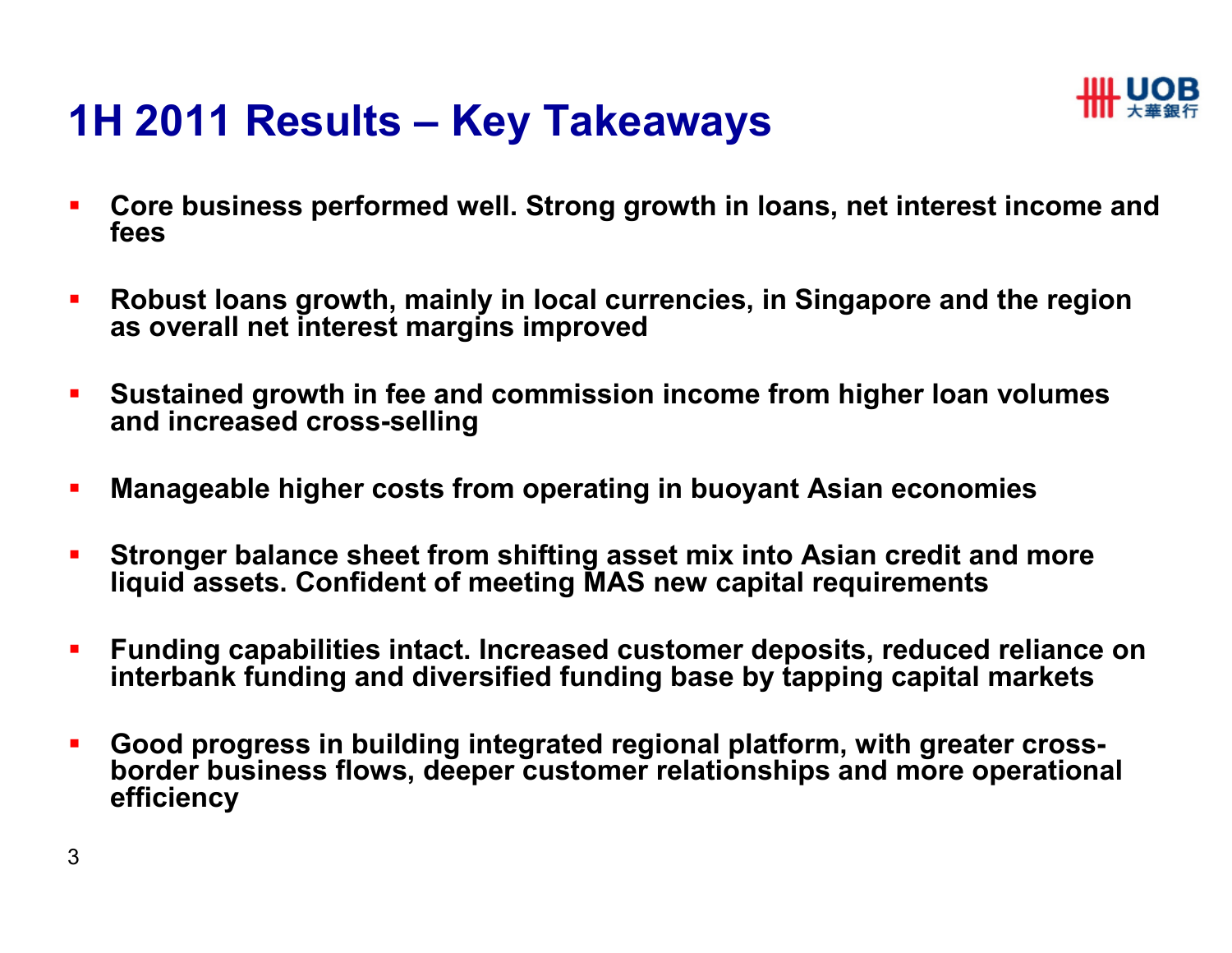# 1H 2011 Results – Key Takeaways

- **Core business performed well. Strong growth in loans, net interest income and fees**
- **Robust loans growth, mainly in local currencies, in Singapore and the region as overall net interest margins improved**
- **Sustained growth in fee and commission income from higher loan volumes and increased cross-selling**
- **Manageable higher costs from operating in buoyant Asian economies**
- **Stronger balance sheet from shifting asset mix into Asian credit and more liquid assets. Confident of meeting MAS new capital requirements**
- **Funding capabilities intact. Increased customer deposits, reduced reliance on interbank funding and diversified funding base by tapping capital markets**
- **Good progress in building integrated regional platform, with greater cross-border business flows, deeper customer relationships and more operational efficiency**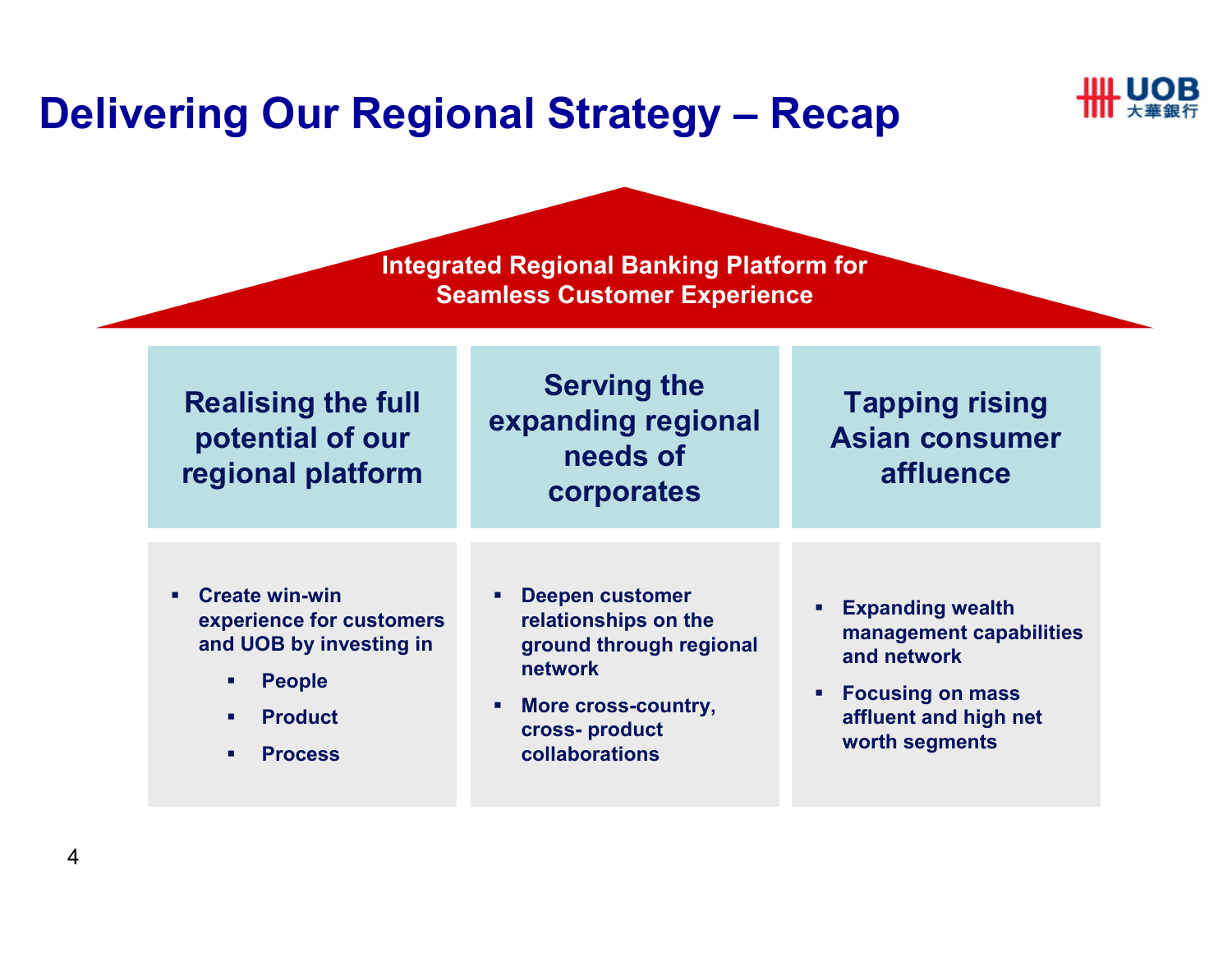# Delivering Our Regional Strategy – Recap

**Integrated Regional Banking Platform for Seamless Customer Experience**

## Realising the full potential of our regional platform

- Create win-win experience for customers and UOB by investing in
  - People
  - Product
  - Process

## Serving the expanding regional needs of corporates

- Deepen customer relationships on the ground through regional network
- More cross-country, cross- product collaborations

## Tapping rising Asian consumer affluence

- Expanding wealth management capabilities and network
- Focusing on mass affluent and high net worth segments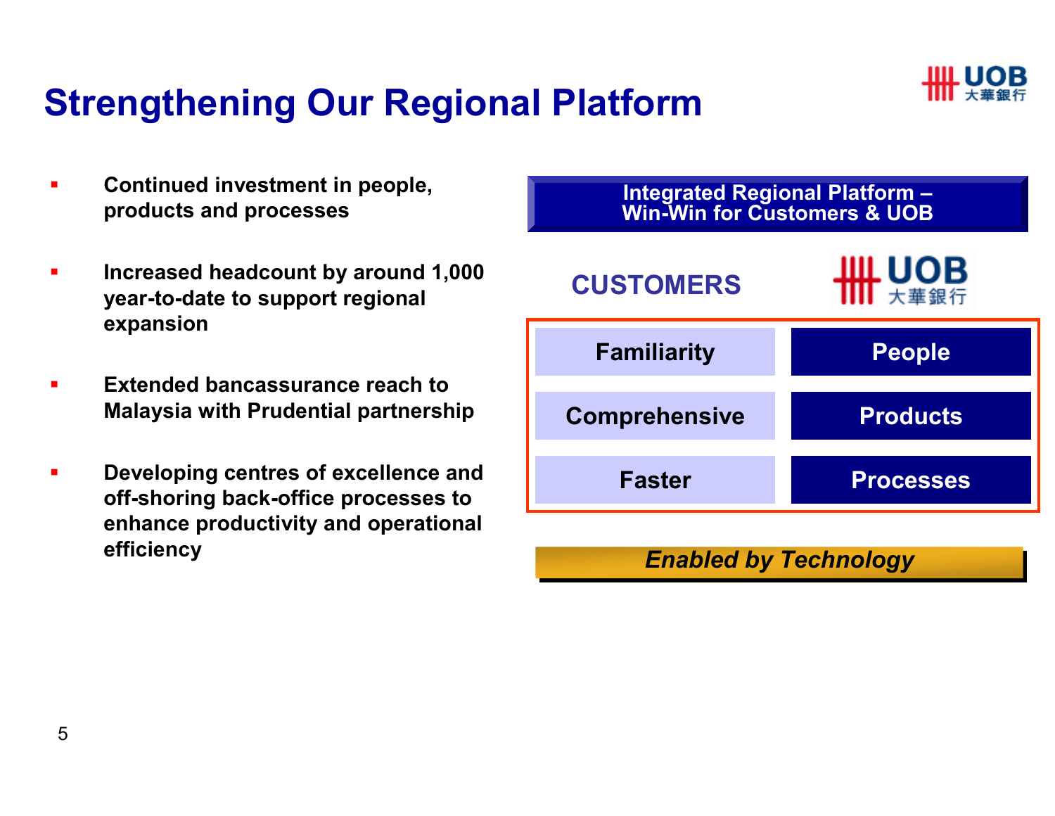# Strengthening Our Regional Platform

- **Continued investment in people, products and processes**
- **Increased headcount by around 1,000 year-to-date to support regional expansion**
- **Extended bancassurance reach to Malaysia with Prudential partnership**
- **Developing centres of excellence and off-shoring back-office processes to enhance productivity and operational efficiency**

**Integrated Regional Platform – Win-Win for Customers & UOB**

| CUSTOMERS | UOB 大華銀行 |
| --- | --- |
| Familiarity | People |
| Comprehensive | Products |
| Faster | Processes |

***Enabled by Technology***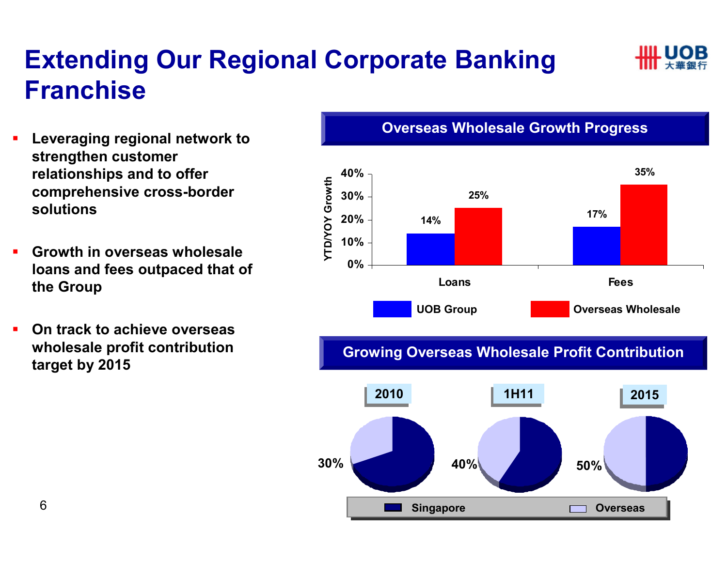# Extending Our Regional Corporate Banking Franchise

- **Leveraging regional network to strengthen customer relationships and to offer comprehensive cross-border solutions**
- **Growth in overseas wholesale loans and fees outpaced that of the Group**
- **On track to achieve overseas wholesale profit contribution target by 2015**

## Overseas Wholesale Growth Progress

YTD/YOY Growth

| | UOB Group | Overseas Wholesale |
|---|---|---|
| Loans | 14% | 25% |
| Fees | 17% | 35% |

## Growing Overseas Wholesale Profit Contribution

| | 2010 | 1H11 | 2015 |
|---|---|---|---|
| Overseas | 30% | 40% | 50% |

Singapore / Overseas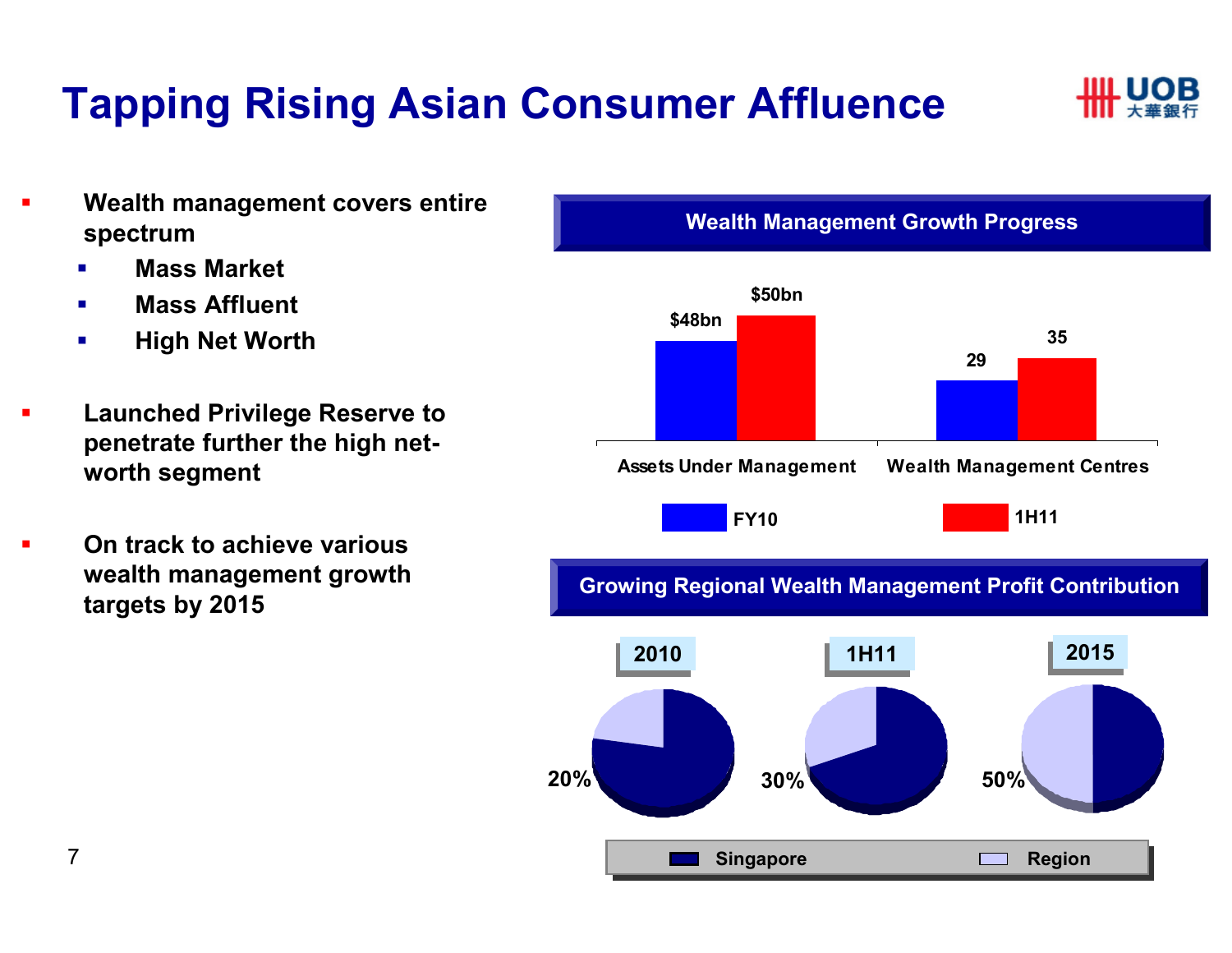# Tapping Rising Asian Consumer Affluence

- Wealth management covers entire spectrum
  - Mass Market
  - Mass Affluent
  - High Net Worth
- Launched Privilege Reserve to penetrate further the high net-worth segment
- On track to achieve various wealth management growth targets by 2015

## Wealth Management Growth Progress

| | FY10 | 1H11 |
|---|---|---|
| Assets Under Management | $48bn | $50bn |
| Wealth Management Centres | 29 | 35 |

## Growing Regional Wealth Management Profit Contribution

| | 2010 | 1H11 | 2015 |
|---|---|---|---|
| Region | 20% | 30% | 50% |

Legend: Singapore, Region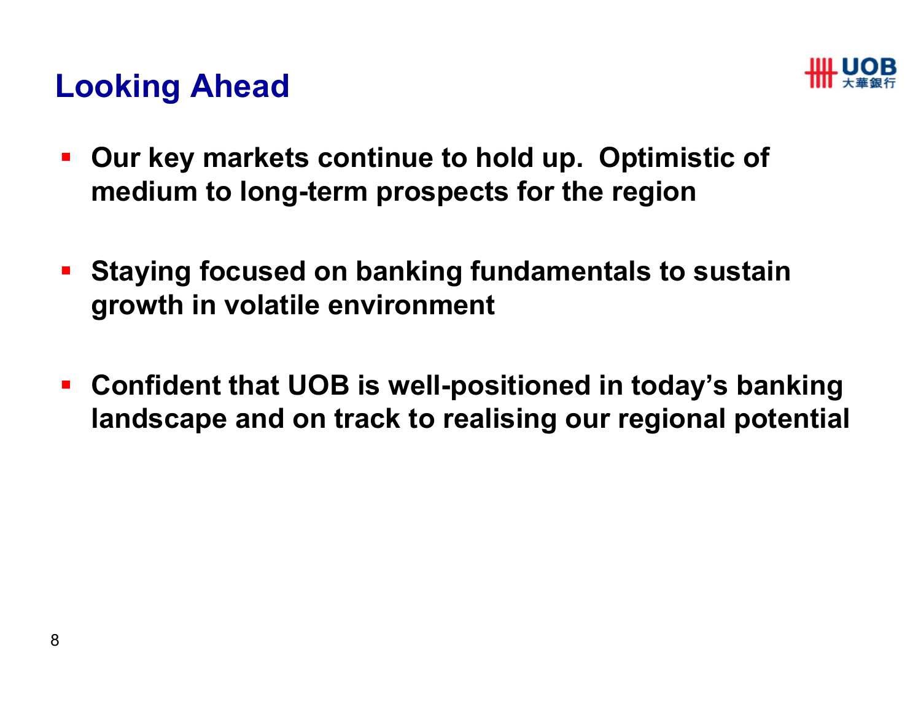# Looking Ahead

- **Our key markets continue to hold up. Optimistic of medium to long-term prospects for the region**

- **Staying focused on banking fundamentals to sustain growth in volatile environment**

- **Confident that UOB is well-positioned in today's banking landscape and on track to realising our regional potential**